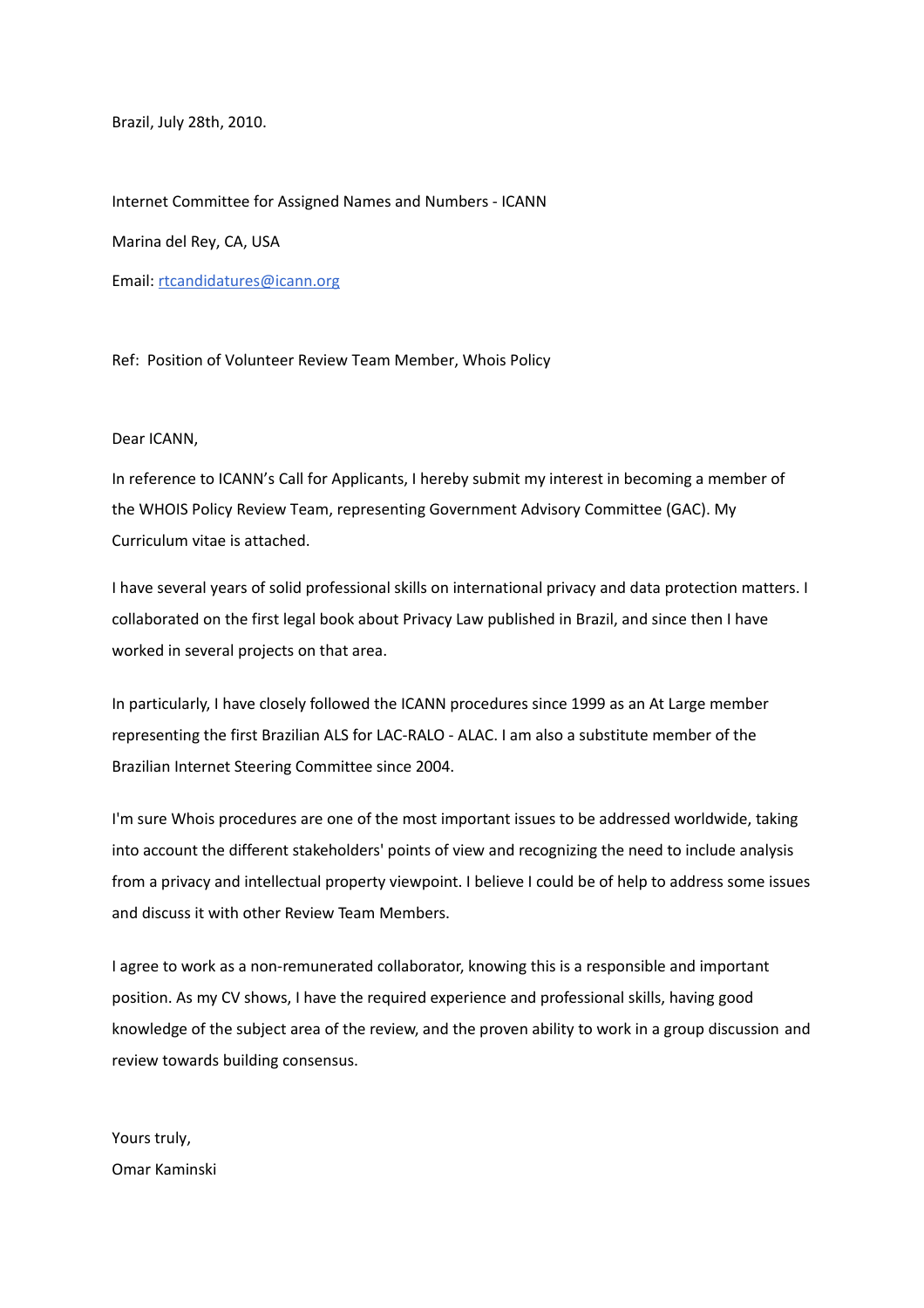Brazil, July 28th, 2010.

Internet Committee for Assigned Names and Numbers - ICANN

Marina del Rey, CA, USA

Email: rtcandidatures@icann.org

Ref: Position of Volunteer Review Team Member, Whois Policy

Dear ICANN,

In reference to ICANN's Call for Applicants, I hereby submit my interest in becoming a member of the WHOIS Policy Review Team, representing Government Advisory Committee (GAC). My Curriculum vitae is attached.

I have several years of solid professional skills on international privacy and data protection matters. I collaborated on the first legal book about Privacy Law published in Brazil, and since then I have worked in several projects on that area.

In particularly, I have closely followed the ICANN procedures since 1999 as an At Large member representing the first Brazilian ALS for LAC-RALO - ALAC. I am also a substitute member of the Brazilian Internet Steering Committee since 2004.

I'm sure Whois procedures are one of the most important issues to be addressed worldwide, taking into account the different stakeholders' points of view and recognizing the need to include analysis from a privacy and intellectual property viewpoint. I believe I could be of help to address some issues and discuss it with other Review Team Members.

I agree to work as a non-remunerated collaborator, knowing this is a responsible and important position. As my CV shows, I have the required experience and professional skills, having good knowledge of the subject area of the review, and the proven ability to work in a group discussion and review towards building consensus.

Yours truly,
Omar Kaminski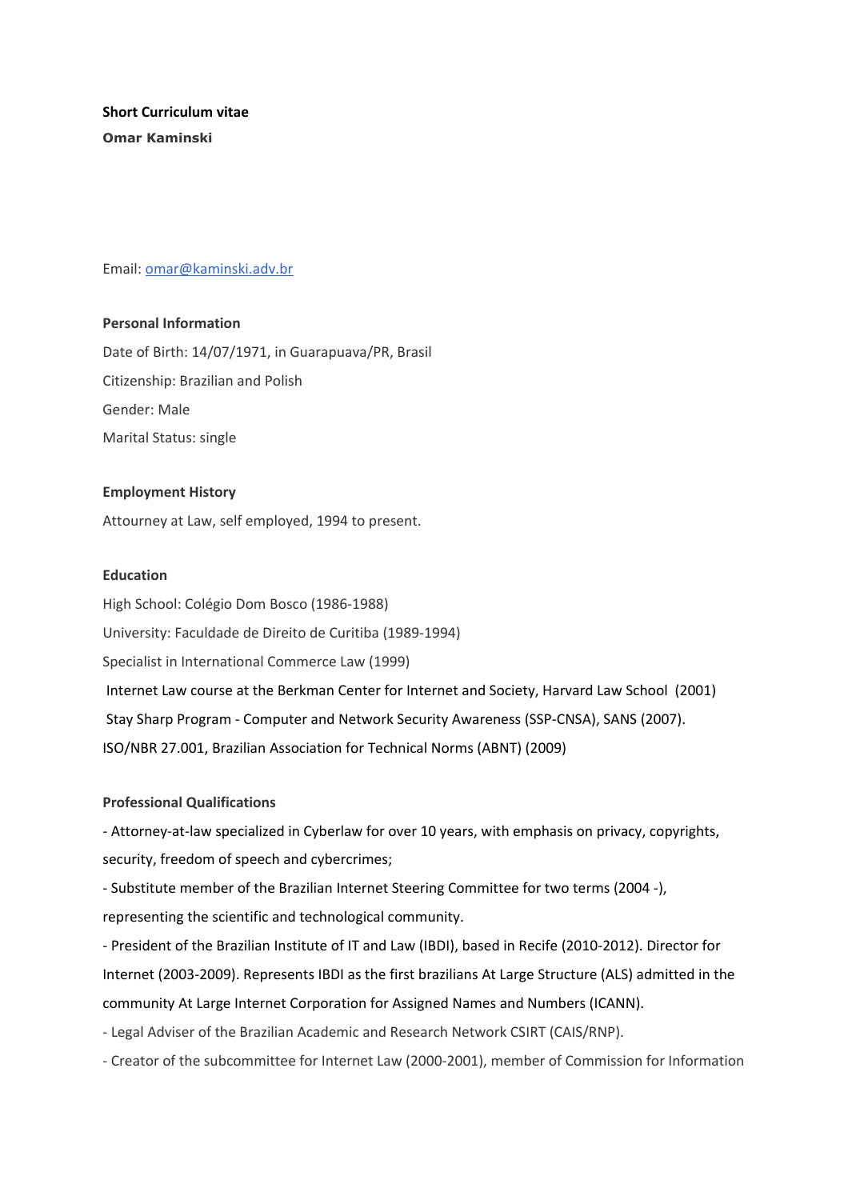**Short Curriculum vitae**

**Omar Kaminski**

Email: omar@kaminski.adv.br

**Personal Information**

Date of Birth: 14/07/1971, in Guarapuava/PR, Brasil

Citizenship: Brazilian and Polish

Gender: Male

Marital Status: single

**Employment History**

Attourney at Law, self employed, 1994 to present.

**Education**

High School: Colégio Dom Bosco (1986-1988)

University: Faculdade de Direito de Curitiba (1989-1994)

Specialist in International Commerce Law (1999)

Internet Law course at the Berkman Center for Internet and Society, Harvard Law School (2001)

Stay Sharp Program - Computer and Network Security Awareness (SSP-CNSA), SANS (2007).

ISO/NBR 27.001, Brazilian Association for Technical Norms (ABNT) (2009)

**Professional Qualifications**

- Attorney-at-law specialized in Cyberlaw for over 10 years, with emphasis on privacy, copyrights, security, freedom of speech and cybercrimes;
- Substitute member of the Brazilian Internet Steering Committee for two terms (2004 -), representing the scientific and technological community.
- President of the Brazilian Institute of IT and Law (IBDI), based in Recife (2010-2012). Director for Internet (2003-2009). Represents IBDI as the first brazilians At Large Structure (ALS) admitted in the community At Large Internet Corporation for Assigned Names and Numbers (ICANN).
- Legal Adviser of the Brazilian Academic and Research Network CSIRT (CAIS/RNP).
- Creator of the subcommittee for Internet Law (2000-2001), member of Commission for Information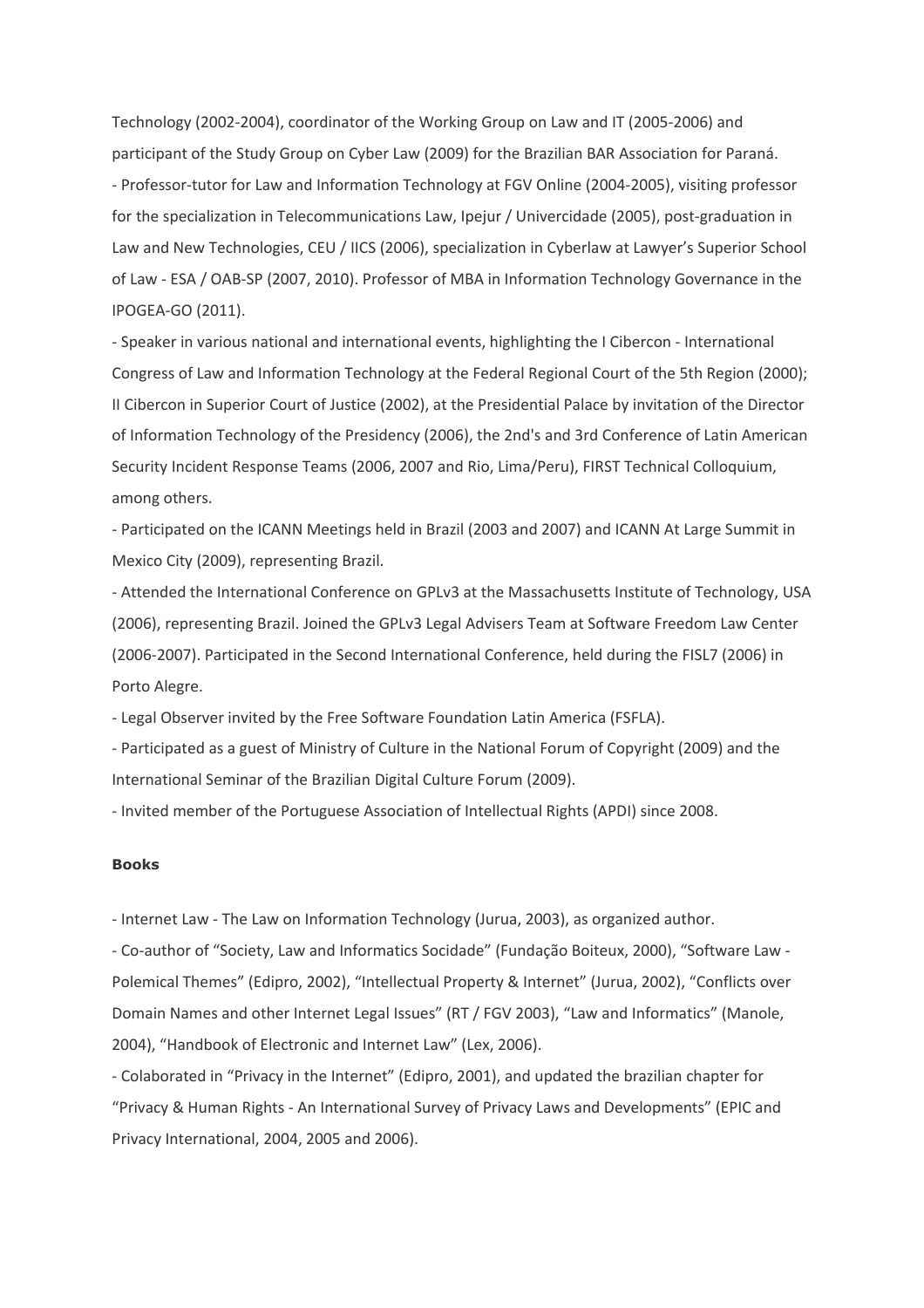Technology (2002-2004), coordinator of the Working Group on Law and IT (2005-2006) and participant of the Study Group on Cyber Law (2009) for the Brazilian BAR Association for Paraná.

- Professor-tutor for Law and Information Technology at FGV Online (2004-2005), visiting professor for the specialization in Telecommunications Law, Ipejur / Univercidade (2005), post-graduation in Law and New Technologies, CEU / IICS (2006), specialization in Cyberlaw at Lawyer's Superior School of Law - ESA / OAB-SP (2007, 2010). Professor of MBA in Information Technology Governance in the IPOGEA-GO (2011).
- Speaker in various national and international events, highlighting the I Cibercon - International Congress of Law and Information Technology at the Federal Regional Court of the 5th Region (2000); II Cibercon in Superior Court of Justice (2002), at the Presidential Palace by invitation of the Director of Information Technology of the Presidency (2006), the 2nd's and 3rd Conference of Latin American Security Incident Response Teams (2006, 2007 and Rio, Lima/Peru), FIRST Technical Colloquium, among others.
- Participated on the ICANN Meetings held in Brazil (2003 and 2007) and ICANN At Large Summit in Mexico City (2009), representing Brazil.
- Attended the International Conference on GPLv3 at the Massachusetts Institute of Technology, USA (2006), representing Brazil. Joined the GPLv3 Legal Advisers Team at Software Freedom Law Center (2006-2007). Participated in the Second International Conference, held during the FISL7 (2006) in Porto Alegre.
- Legal Observer invited by the Free Software Foundation Latin America (FSFLA).
- Participated as a guest of Ministry of Culture in the National Forum of Copyright (2009) and the International Seminar of the Brazilian Digital Culture Forum (2009).
- Invited member of the Portuguese Association of Intellectual Rights (APDI) since 2008.

**Books**

- Internet Law - The Law on Information Technology (Jurua, 2003), as organized author.
- Co-author of "Society, Law and Informatics Socidade" (Fundação Boiteux, 2000), "Software Law - Polemical Themes" (Edipro, 2002), "Intellectual Property & Internet" (Jurua, 2002), "Conflicts over Domain Names and other Internet Legal Issues" (RT / FGV 2003), "Law and Informatics" (Manole, 2004), "Handbook of Electronic and Internet Law" (Lex, 2006).
- Colaborated in "Privacy in the Internet" (Edipro, 2001), and updated the brazilian chapter for "Privacy & Human Rights - An International Survey of Privacy Laws and Developments" (EPIC and Privacy International, 2004, 2005 and 2006).